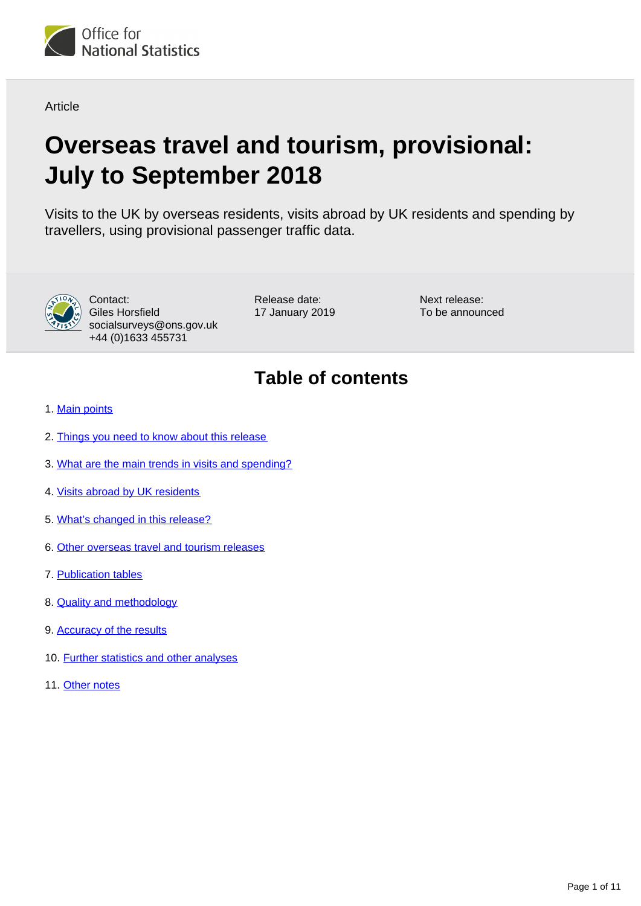Office for National Statistics

Article

# Overseas travel and tourism, provisional: July to September 2018

Visits to the UK by overseas residents, visits abroad by UK residents and spending by travellers, using provisional passenger traffic data.

Contact:
Giles Horsfield
socialsurveys@ons.gov.uk
+44 (0)1633 455731

Release date:
17 January 2019

Next release:
To be announced

## Table of contents

1. Main points
2. Things you need to know about this release
3. What are the main trends in visits and spending?
4. Visits abroad by UK residents
5. What's changed in this release?
6. Other overseas travel and tourism releases
7. Publication tables
8. Quality and methodology
9. Accuracy of the results
10. Further statistics and other analyses
11. Other notes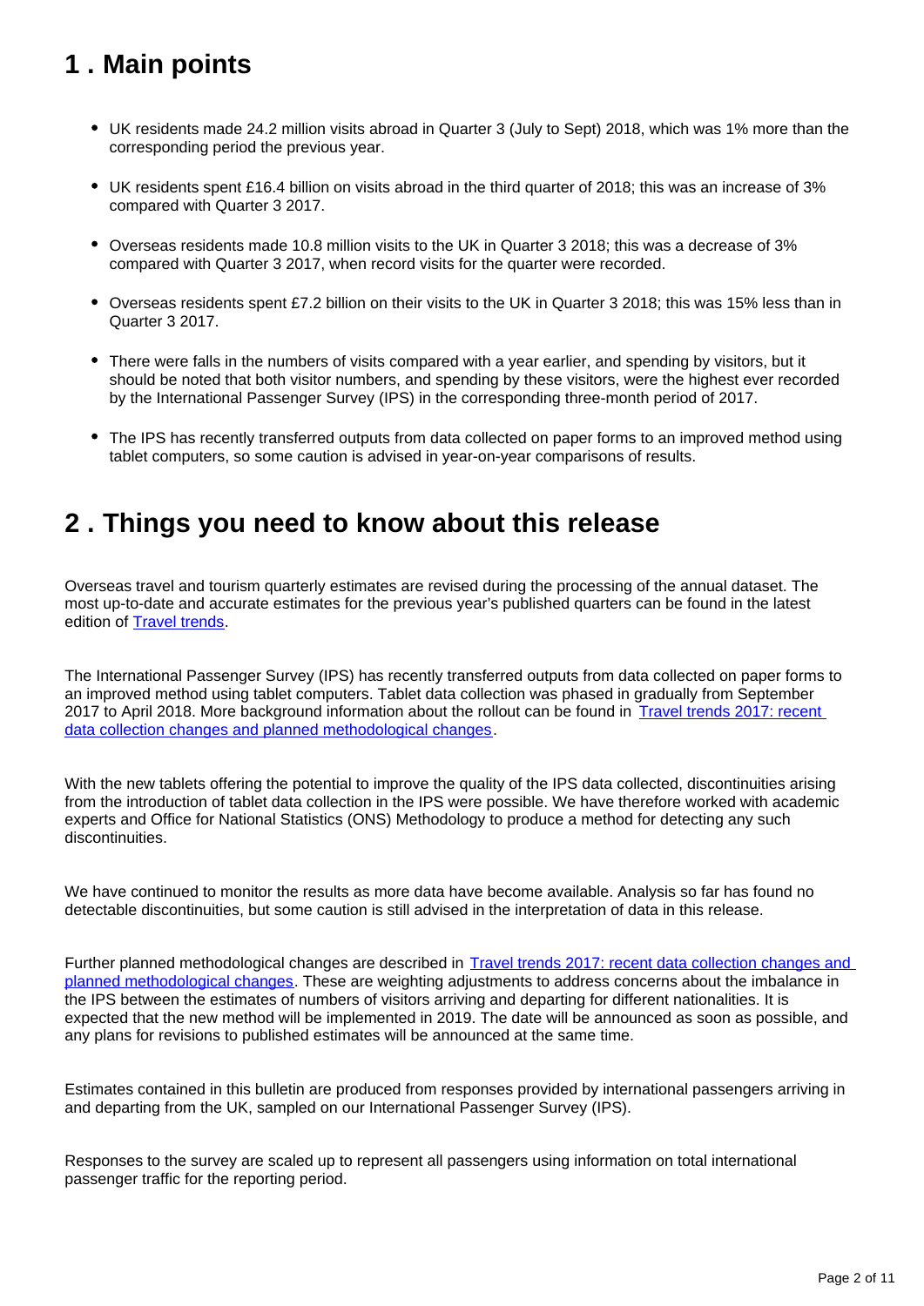## 1 . Main points

- UK residents made 24.2 million visits abroad in Quarter 3 (July to Sept) 2018, which was 1% more than the corresponding period the previous year.
- UK residents spent £16.4 billion on visits abroad in the third quarter of 2018; this was an increase of 3% compared with Quarter 3 2017.
- Overseas residents made 10.8 million visits to the UK in Quarter 3 2018; this was a decrease of 3% compared with Quarter 3 2017, when record visits for the quarter were recorded.
- Overseas residents spent £7.2 billion on their visits to the UK in Quarter 3 2018; this was 15% less than in Quarter 3 2017.
- There were falls in the numbers of visits compared with a year earlier, and spending by visitors, but it should be noted that both visitor numbers, and spending by these visitors, were the highest ever recorded by the International Passenger Survey (IPS) in the corresponding three-month period of 2017.
- The IPS has recently transferred outputs from data collected on paper forms to an improved method using tablet computers, so some caution is advised in year-on-year comparisons of results.

## 2 . Things you need to know about this release

Overseas travel and tourism quarterly estimates are revised during the processing of the annual dataset. The most up-to-date and accurate estimates for the previous year's published quarters can be found in the latest edition of Travel trends.

The International Passenger Survey (IPS) has recently transferred outputs from data collected on paper forms to an improved method using tablet computers. Tablet data collection was phased in gradually from September 2017 to April 2018. More background information about the rollout can be found in Travel trends 2017: recent data collection changes and planned methodological changes.

With the new tablets offering the potential to improve the quality of the IPS data collected, discontinuities arising from the introduction of tablet data collection in the IPS were possible. We have therefore worked with academic experts and Office for National Statistics (ONS) Methodology to produce a method for detecting any such discontinuities.

We have continued to monitor the results as more data have become available. Analysis so far has found no detectable discontinuities, but some caution is still advised in the interpretation of data in this release.

Further planned methodological changes are described in Travel trends 2017: recent data collection changes and planned methodological changes. These are weighting adjustments to address concerns about the imbalance in the IPS between the estimates of numbers of visitors arriving and departing for different nationalities. It is expected that the new method will be implemented in 2019. The date will be announced as soon as possible, and any plans for revisions to published estimates will be announced at the same time.

Estimates contained in this bulletin are produced from responses provided by international passengers arriving in and departing from the UK, sampled on our International Passenger Survey (IPS).

Responses to the survey are scaled up to represent all passengers using information on total international passenger traffic for the reporting period.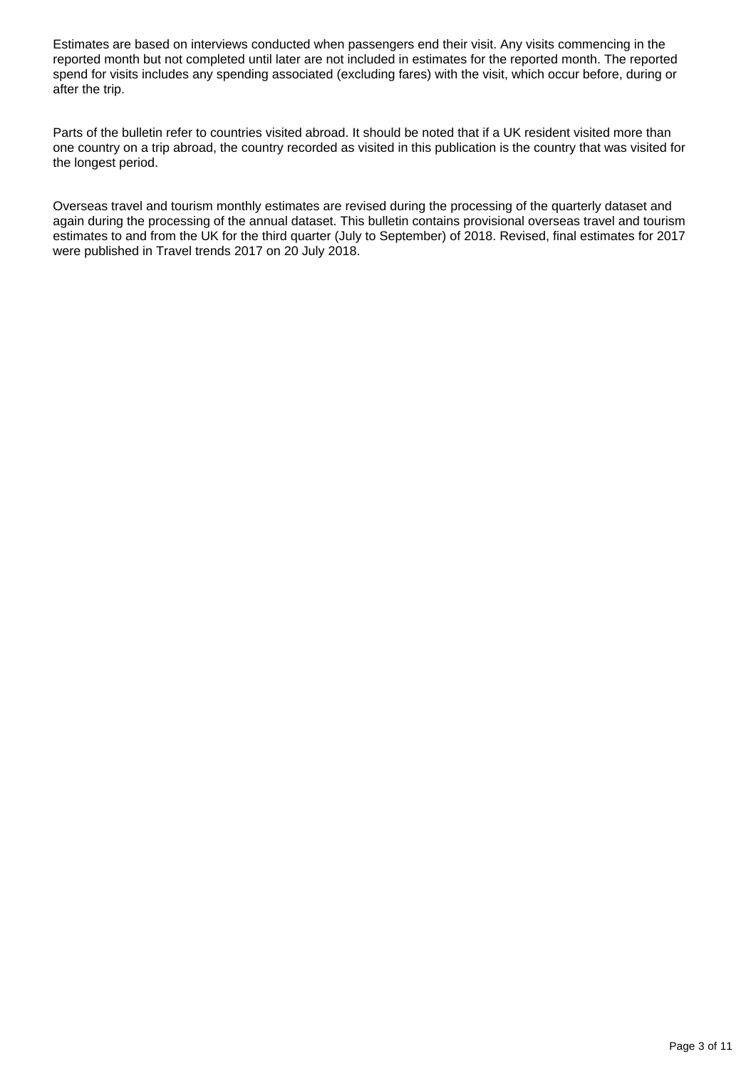Estimates are based on interviews conducted when passengers end their visit. Any visits commencing in the reported month but not completed until later are not included in estimates for the reported month. The reported spend for visits includes any spending associated (excluding fares) with the visit, which occur before, during or after the trip.

Parts of the bulletin refer to countries visited abroad. It should be noted that if a UK resident visited more than one country on a trip abroad, the country recorded as visited in this publication is the country that was visited for the longest period.

Overseas travel and tourism monthly estimates are revised during the processing of the quarterly dataset and again during the processing of the annual dataset. This bulletin contains provisional overseas travel and tourism estimates to and from the UK for the third quarter (July to September) of 2018. Revised, final estimates for 2017 were published in Travel trends 2017 on 20 July 2018.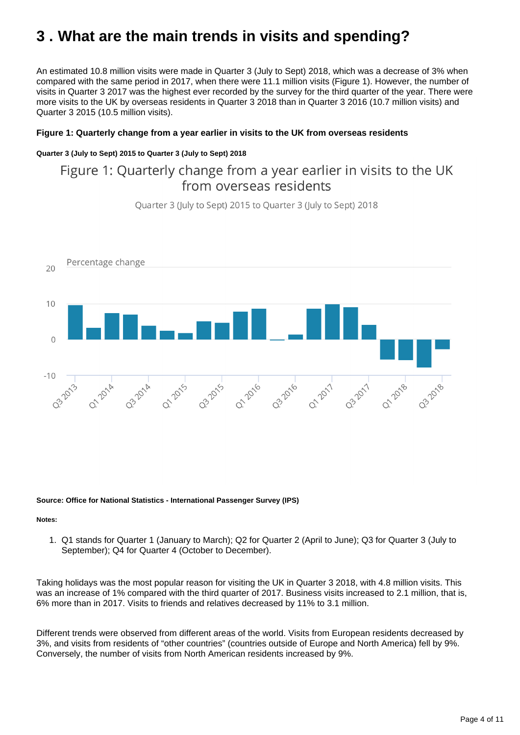# 3 . What are the main trends in visits and spending?

An estimated 10.8 million visits were made in Quarter 3 (July to Sept) 2018, which was a decrease of 3% when compared with the same period in 2017, when there were 11.1 million visits (Figure 1). However, the number of visits in Quarter 3 2017 was the highest ever recorded by the survey for the third quarter of the year. There were more visits to the UK by overseas residents in Quarter 3 2018 than in Quarter 3 2016 (10.7 million visits) and Quarter 3 2015 (10.5 million visits).

**Figure 1: Quarterly change from a year earlier in visits to the UK from overseas residents**

**Quarter 3 (July to Sept) 2015 to Quarter 3 (July to Sept) 2018**

Figure 1: Quarterly change from a year earlier in visits to the UK from overseas residents

Quarter 3 (July to Sept) 2015 to Quarter 3 (July to Sept) 2018

Percentage change

20

10

0

-10

Q3 2013
Q1 2014
Q3 2014
Q1 2015
Q3 2015
Q1 2016
Q3 2016
Q1 2017
Q3 2017
Q1 2018
Q3 2018

**Source: Office for National Statistics - International Passenger Survey (IPS)**

**Notes:**

1. Q1 stands for Quarter 1 (January to March); Q2 for Quarter 2 (April to June); Q3 for Quarter 3 (July to September); Q4 for Quarter 4 (October to December).

Taking holidays was the most popular reason for visiting the UK in Quarter 3 2018, with 4.8 million visits. This was an increase of 1% compared with the third quarter of 2017. Business visits increased to 2.1 million, that is, 6% more than in 2017. Visits to friends and relatives decreased by 11% to 3.1 million.

Different trends were observed from different areas of the world. Visits from European residents decreased by 3%, and visits from residents of "other countries" (countries outside of Europe and North America) fell by 9%. Conversely, the number of visits from North American residents increased by 9%.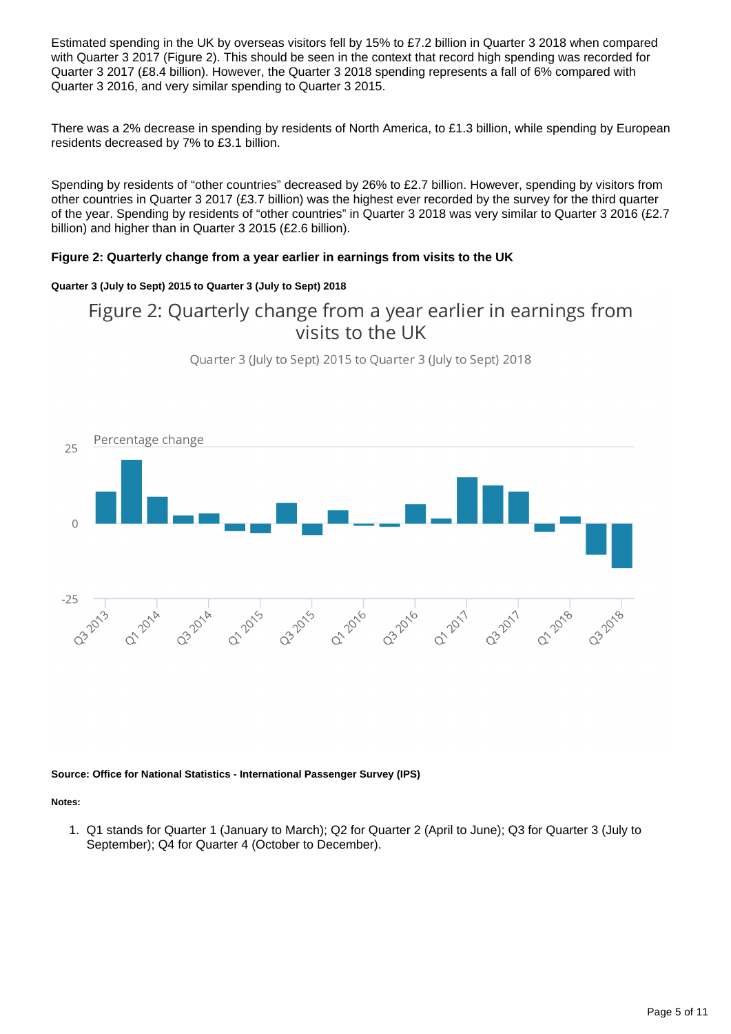Estimated spending in the UK by overseas visitors fell by 15% to £7.2 billion in Quarter 3 2018 when compared with Quarter 3 2017 (Figure 2). This should be seen in the context that record high spending was recorded for Quarter 3 2017 (£8.4 billion). However, the Quarter 3 2018 spending represents a fall of 6% compared with Quarter 3 2016, and very similar spending to Quarter 3 2015.

There was a 2% decrease in spending by residents of North America, to £1.3 billion, while spending by European residents decreased by 7% to £3.1 billion.

Spending by residents of “other countries” decreased by 26% to £2.7 billion. However, spending by visitors from other countries in Quarter 3 2017 (£3.7 billion) was the highest ever recorded by the survey for the third quarter of the year. Spending by residents of “other countries” in Quarter 3 2018 was very similar to Quarter 3 2016 (£2.7 billion) and higher than in Quarter 3 2015 (£2.6 billion).

**Figure 2: Quarterly change from a year earlier in earnings from visits to the UK**

**Quarter 3 (July to Sept) 2015 to Quarter 3 (July to Sept) 2018**

Figure 2: Quarterly change from a year earlier in earnings from visits to the UK

Quarter 3 (July to Sept) 2015 to Quarter 3 (July to Sept) 2018

Percentage change

25

0

-25

Q3 2013
Q1 2014
Q3 2014
Q1 2015
Q3 2015
Q1 2016
Q3 2016
Q1 2017
Q3 2017
Q1 2018
Q3 2018

**Source: Office for National Statistics - International Passenger Survey (IPS)**

**Notes:**

1. Q1 stands for Quarter 1 (January to March); Q2 for Quarter 2 (April to June); Q3 for Quarter 3 (July to September); Q4 for Quarter 4 (October to December).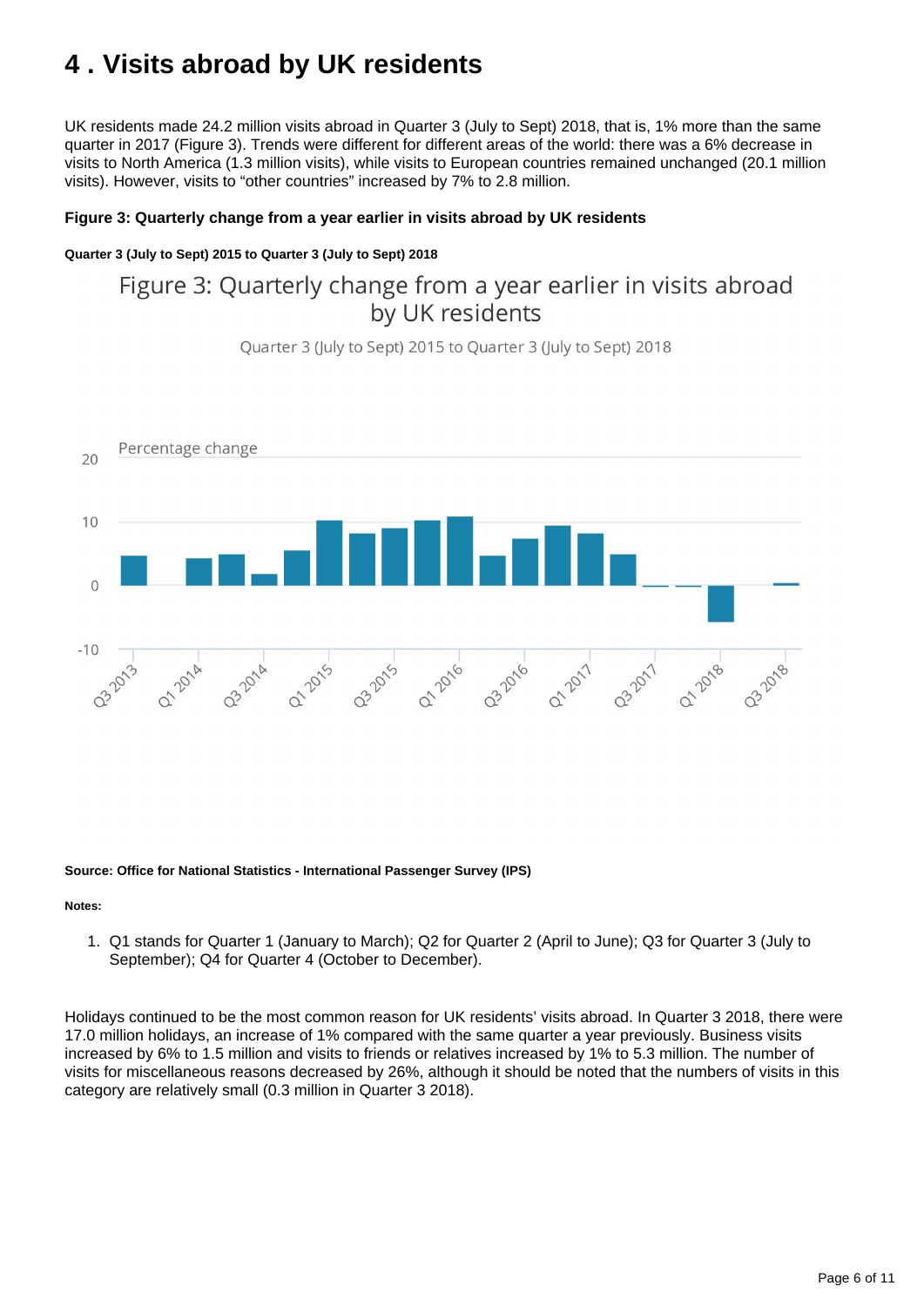# 4 . Visits abroad by UK residents

UK residents made 24.2 million visits abroad in Quarter 3 (July to Sept) 2018, that is, 1% more than the same quarter in 2017 (Figure 3). Trends were different for different areas of the world: there was a 6% decrease in visits to North America (1.3 million visits), while visits to European countries remained unchanged (20.1 million visits). However, visits to "other countries" increased by 7% to 2.8 million.

**Figure 3: Quarterly change from a year earlier in visits abroad by UK residents**

**Quarter 3 (July to Sept) 2015 to Quarter 3 (July to Sept) 2018**

Figure 3: Quarterly change from a year earlier in visits abroad by UK residents

Quarter 3 (July to Sept) 2015 to Quarter 3 (July to Sept) 2018

Percentage change

20
10
0
-10

Q3 2013, Q1 2014, Q3 2014, Q1 2015, Q3 2015, Q1 2016, Q3 2016, Q1 2017, Q3 2017, Q1 2018, Q3 2018

**Source: Office for National Statistics - International Passenger Survey (IPS)**

**Notes:**

1. Q1 stands for Quarter 1 (January to March); Q2 for Quarter 2 (April to June); Q3 for Quarter 3 (July to September); Q4 for Quarter 4 (October to December).

Holidays continued to be the most common reason for UK residents' visits abroad. In Quarter 3 2018, there were 17.0 million holidays, an increase of 1% compared with the same quarter a year previously. Business visits increased by 6% to 1.5 million and visits to friends or relatives increased by 1% to 5.3 million. The number of visits for miscellaneous reasons decreased by 26%, although it should be noted that the numbers of visits in this category are relatively small (0.3 million in Quarter 3 2018).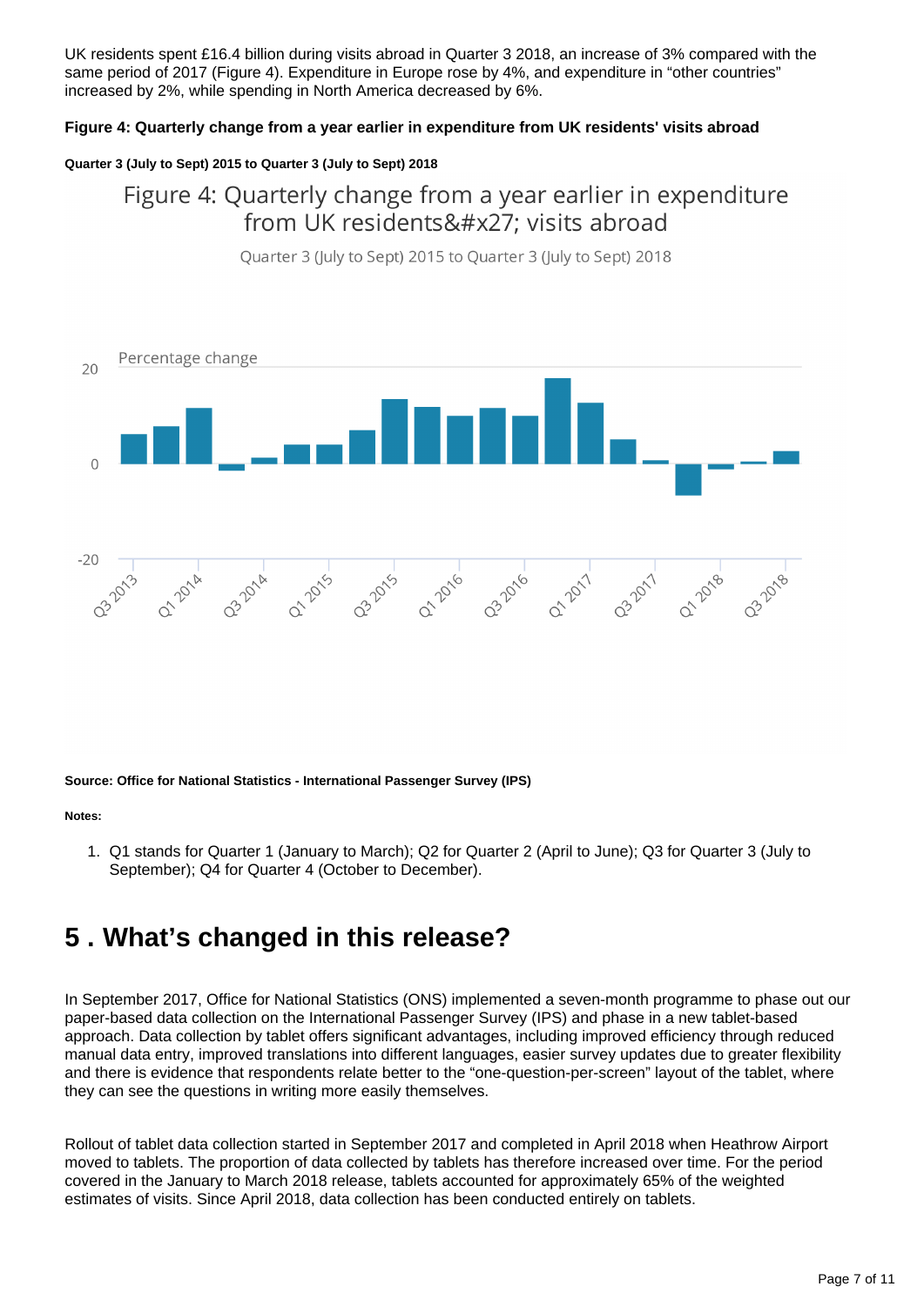UK residents spent £16.4 billion during visits abroad in Quarter 3 2018, an increase of 3% compared with the same period of 2017 (Figure 4). Expenditure in Europe rose by 4%, and expenditure in "other countries" increased by 2%, while spending in North America decreased by 6%.

**Figure 4: Quarterly change from a year earlier in expenditure from UK residents' visits abroad**

**Quarter 3 (July to Sept) 2015 to Quarter 3 (July to Sept) 2018**

Figure 4: Quarterly change from a year earlier in expenditure from UK residents&#x27; visits abroad

Quarter 3 (July to Sept) 2015 to Quarter 3 (July to Sept) 2018

Percentage change

20

0

-20

Q3 2013, Q1 2014, Q3 2014, Q1 2015, Q3 2015, Q1 2016, Q3 2016, Q1 2017, Q3 2017, Q1 2018, Q3 2018

**Source: Office for National Statistics - International Passenger Survey (IPS)**

**Notes:**

1. Q1 stands for Quarter 1 (January to March); Q2 for Quarter 2 (April to June); Q3 for Quarter 3 (July to September); Q4 for Quarter 4 (October to December).

## 5 . What's changed in this release?

In September 2017, Office for National Statistics (ONS) implemented a seven-month programme to phase out our paper-based data collection on the International Passenger Survey (IPS) and phase in a new tablet-based approach. Data collection by tablet offers significant advantages, including improved efficiency through reduced manual data entry, improved translations into different languages, easier survey updates due to greater flexibility and there is evidence that respondents relate better to the "one-question-per-screen" layout of the tablet, where they can see the questions in writing more easily themselves.

Rollout of tablet data collection started in September 2017 and completed in April 2018 when Heathrow Airport moved to tablets. The proportion of data collected by tablets has therefore increased over time. For the period covered in the January to March 2018 release, tablets accounted for approximately 65% of the weighted estimates of visits. Since April 2018, data collection has been conducted entirely on tablets.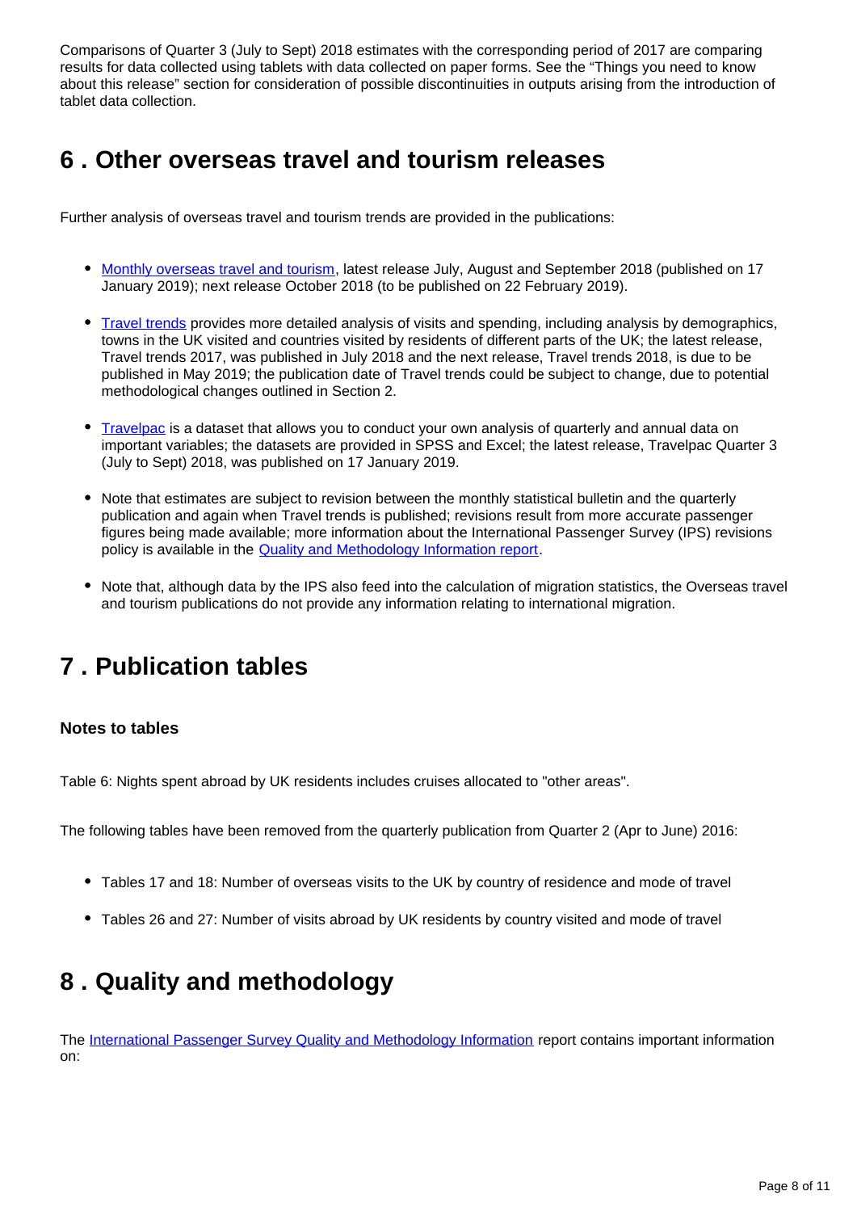Comparisons of Quarter 3 (July to Sept) 2018 estimates with the corresponding period of 2017 are comparing results for data collected using tablets with data collected on paper forms. See the "Things you need to know about this release" section for consideration of possible discontinuities in outputs arising from the introduction of tablet data collection.

## 6 . Other overseas travel and tourism releases

Further analysis of overseas travel and tourism trends are provided in the publications:

- Monthly overseas travel and tourism, latest release July, August and September 2018 (published on 17 January 2019); next release October 2018 (to be published on 22 February 2019).
- Travel trends provides more detailed analysis of visits and spending, including analysis by demographics, towns in the UK visited and countries visited by residents of different parts of the UK; the latest release, Travel trends 2017, was published in July 2018 and the next release, Travel trends 2018, is due to be published in May 2019; the publication date of Travel trends could be subject to change, due to potential methodological changes outlined in Section 2.
- Travelpac is a dataset that allows you to conduct your own analysis of quarterly and annual data on important variables; the datasets are provided in SPSS and Excel; the latest release, Travelpac Quarter 3 (July to Sept) 2018, was published on 17 January 2019.
- Note that estimates are subject to revision between the monthly statistical bulletin and the quarterly publication and again when Travel trends is published; revisions result from more accurate passenger figures being made available; more information about the International Passenger Survey (IPS) revisions policy is available in the Quality and Methodology Information report.
- Note that, although data by the IPS also feed into the calculation of migration statistics, the Overseas travel and tourism publications do not provide any information relating to international migration.

## 7 . Publication tables

### Notes to tables

Table 6: Nights spent abroad by UK residents includes cruises allocated to "other areas".

The following tables have been removed from the quarterly publication from Quarter 2 (Apr to June) 2016:

- Tables 17 and 18: Number of overseas visits to the UK by country of residence and mode of travel
- Tables 26 and 27: Number of visits abroad by UK residents by country visited and mode of travel

## 8 . Quality and methodology

The International Passenger Survey Quality and Methodology Information report contains important information on: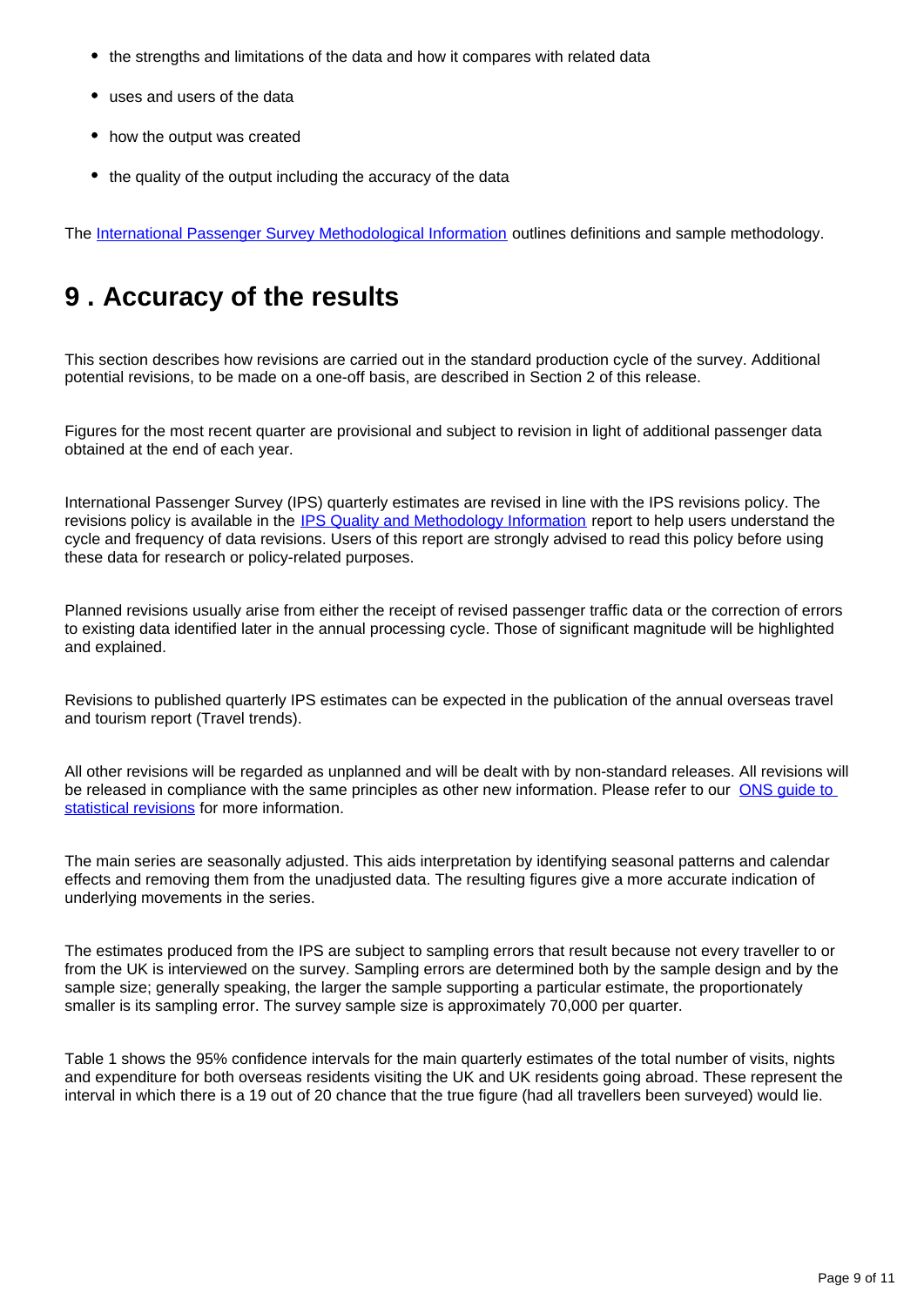- the strengths and limitations of the data and how it compares with related data
- uses and users of the data
- how the output was created
- the quality of the output including the accuracy of the data

The International Passenger Survey Methodological Information outlines definitions and sample methodology.

## 9 . Accuracy of the results

This section describes how revisions are carried out in the standard production cycle of the survey. Additional potential revisions, to be made on a one-off basis, are described in Section 2 of this release.

Figures for the most recent quarter are provisional and subject to revision in light of additional passenger data obtained at the end of each year.

International Passenger Survey (IPS) quarterly estimates are revised in line with the IPS revisions policy. The revisions policy is available in the IPS Quality and Methodology Information report to help users understand the cycle and frequency of data revisions. Users of this report are strongly advised to read this policy before using these data for research or policy-related purposes.

Planned revisions usually arise from either the receipt of revised passenger traffic data or the correction of errors to existing data identified later in the annual processing cycle. Those of significant magnitude will be highlighted and explained.

Revisions to published quarterly IPS estimates can be expected in the publication of the annual overseas travel and tourism report (Travel trends).

All other revisions will be regarded as unplanned and will be dealt with by non-standard releases. All revisions will be released in compliance with the same principles as other new information. Please refer to our ONS guide to statistical revisions for more information.

The main series are seasonally adjusted. This aids interpretation by identifying seasonal patterns and calendar effects and removing them from the unadjusted data. The resulting figures give a more accurate indication of underlying movements in the series.

The estimates produced from the IPS are subject to sampling errors that result because not every traveller to or from the UK is interviewed on the survey. Sampling errors are determined both by the sample design and by the sample size; generally speaking, the larger the sample supporting a particular estimate, the proportionately smaller is its sampling error. The survey sample size is approximately 70,000 per quarter.

Table 1 shows the 95% confidence intervals for the main quarterly estimates of the total number of visits, nights and expenditure for both overseas residents visiting the UK and UK residents going abroad. These represent the interval in which there is a 19 out of 20 chance that the true figure (had all travellers been surveyed) would lie.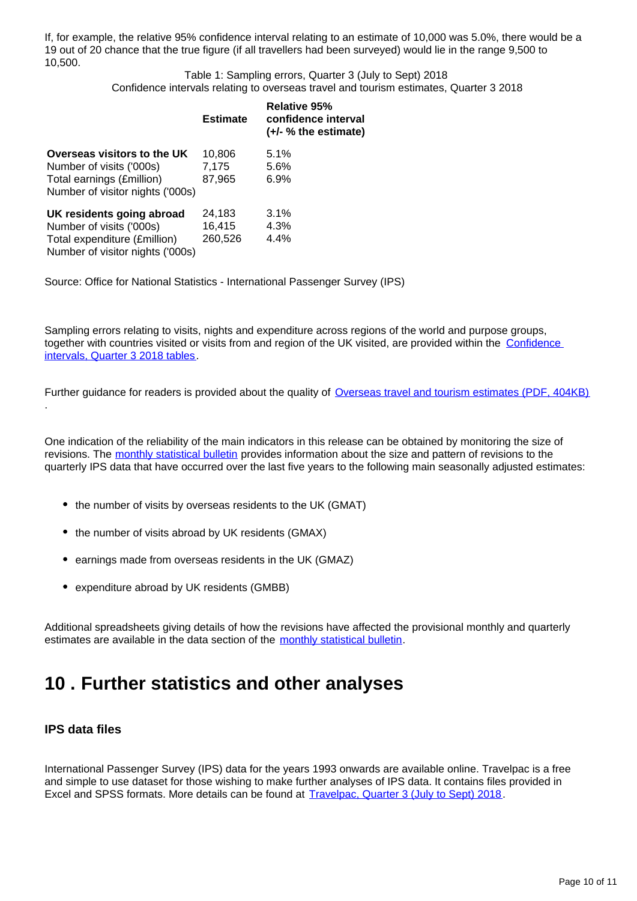If, for example, the relative 95% confidence interval relating to an estimate of 10,000 was 5.0%, there would be a 19 out of 20 chance that the true figure (if all travellers had been surveyed) would lie in the range 9,500 to 10,500.

Table 1: Sampling errors, Quarter 3 (July to Sept) 2018
Confidence intervals relating to overseas travel and tourism estimates, Quarter 3 2018

| | Estimate | Relative 95% confidence interval (+/- % the estimate) |
|---|---|---|
| **Overseas visitors to the UK** | 10,806 | 5.1% |
| Number of visits ('000s) | 7,175 | 5.6% |
| Total earnings (£million) | 87,965 | 6.9% |
| Number of visitor nights ('000s) | | |
| **UK residents going abroad** | 24,183 | 3.1% |
| Number of visits ('000s) | 16,415 | 4.3% |
| Total expenditure (£million) | 260,526 | 4.4% |
| Number of visitor nights ('000s) | | |

Source: Office for National Statistics - International Passenger Survey (IPS)

Sampling errors relating to visits, nights and expenditure across regions of the world and purpose groups, together with countries visited or visits from and region of the UK visited, are provided within the Confidence intervals, Quarter 3 2018 tables.

Further guidance for readers is provided about the quality of Overseas travel and tourism estimates (PDF, 404KB).

One indication of the reliability of the main indicators in this release can be obtained by monitoring the size of revisions. The monthly statistical bulletin provides information about the size and pattern of revisions to the quarterly IPS data that have occurred over the last five years to the following main seasonally adjusted estimates:

- the number of visits by overseas residents to the UK (GMAT)
- the number of visits abroad by UK residents (GMAX)
- earnings made from overseas residents in the UK (GMAZ)
- expenditure abroad by UK residents (GMBB)

Additional spreadsheets giving details of how the revisions have affected the provisional monthly and quarterly estimates are available in the data section of the monthly statistical bulletin.

## 10 . Further statistics and other analyses

### IPS data files

International Passenger Survey (IPS) data for the years 1993 onwards are available online. Travelpac is a free and simple to use dataset for those wishing to make further analyses of IPS data. It contains files provided in Excel and SPSS formats. More details can be found at Travelpac, Quarter 3 (July to Sept) 2018.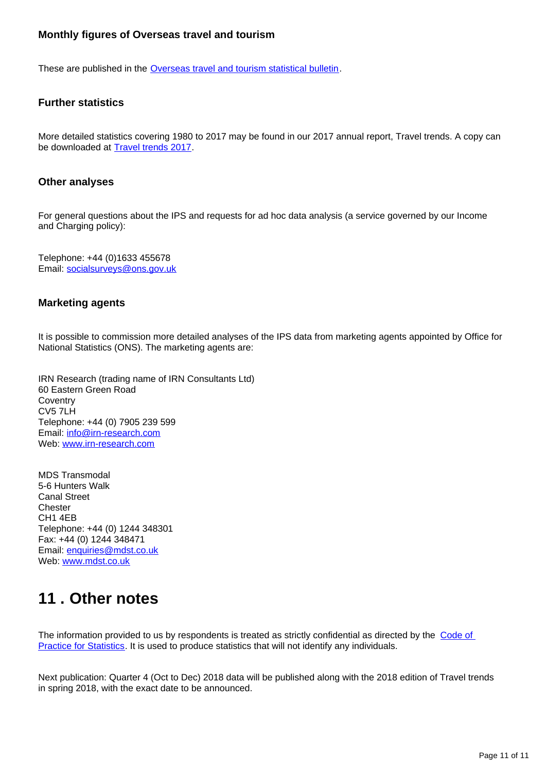### Monthly figures of Overseas travel and tourism

These are published in the [Overseas travel and tourism statistical bulletin](#).

### Further statistics

More detailed statistics covering 1980 to 2017 may be found in our 2017 annual report, Travel trends. A copy can be downloaded at [Travel trends 2017](#).

### Other analyses

For general questions about the IPS and requests for ad hoc data analysis (a service governed by our Income and Charging policy):

Telephone: +44 (0)1633 455678
Email: [socialsurveys@ons.gov.uk](mailto:socialsurveys@ons.gov.uk)

### Marketing agents

It is possible to commission more detailed analyses of the IPS data from marketing agents appointed by Office for National Statistics (ONS). The marketing agents are:

IRN Research (trading name of IRN Consultants Ltd)
60 Eastern Green Road
Coventry
CV5 7LH
Telephone: +44 (0) 7905 239 599
Email: [info@irn-research.com](mailto:info@irn-research.com)
Web: [www.irn-research.com](http://www.irn-research.com)

MDS Transmodal
5-6 Hunters Walk
Canal Street
Chester
CH1 4EB
Telephone: +44 (0) 1244 348301
Fax: +44 (0) 1244 348471
Email: [enquiries@mdst.co.uk](mailto:enquiries@mdst.co.uk)
Web: [www.mdst.co.uk](http://www.mdst.co.uk)

## 11 . Other notes

The information provided to us by respondents is treated as strictly confidential as directed by the [Code of Practice for Statistics](#). It is used to produce statistics that will not identify any individuals.

Next publication: Quarter 4 (Oct to Dec) 2018 data will be published along with the 2018 edition of Travel trends in spring 2018, with the exact date to be announced.